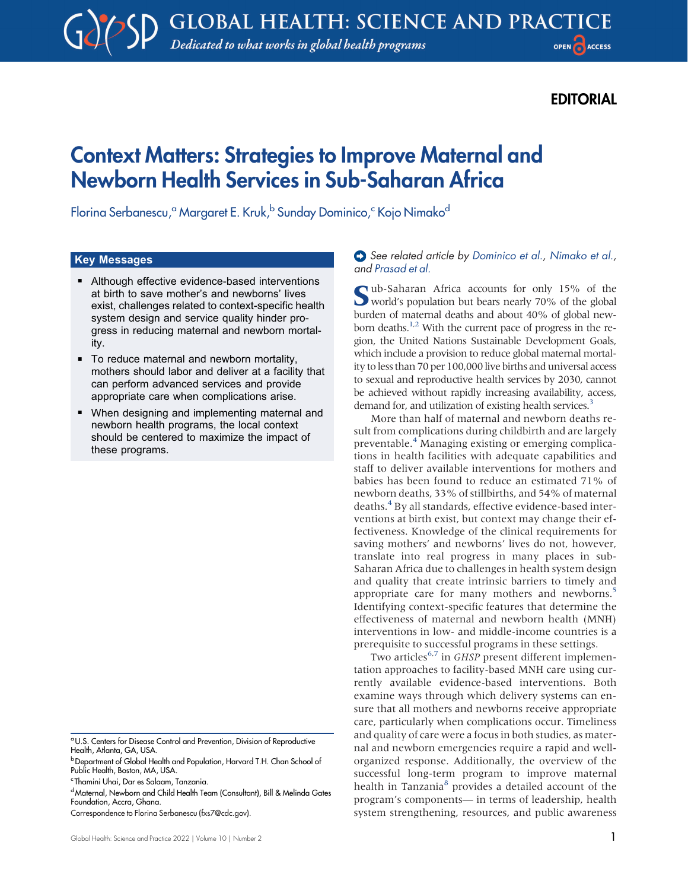EDITORIAL

# Context Matters: Strategies to Improve Maternal and Newborn Health Services in Sub-Saharan Africa

Florina Serbanescu,[a] Margaret E. Kruk,[b] Sunday Dominico,[c] Kojo Nimako[d]

## Key Messages

- Although effective evidence-based interventions at birth to save mother's and newborns' lives exist, challenges related to context-specific health system design and service quality hinder progress in reducing maternal and newborn mortality.
- To reduce maternal and newborn mortality, mothers should labor and deliver at a facility that can perform advanced services and provide appropriate care when complications arise.
- When designing and implementing maternal and newborn health programs, the local context should be centered to maximize the impact of these programs.

*See related article by Dominico et al., Nimako et al., and Prasad et al.*

Sub-Saharan Africa accounts for only 15% of the world's population but bears nearly 70% of the global burden of maternal deaths and about 40% of global newborn deaths.[1,2] With the current pace of progress in the region, the United Nations Sustainable Development Goals, which include a provision to reduce global maternal mortality to less than 70 per 100,000 live births and universal access to sexual and reproductive health services by 2030, cannot be achieved without rapidly increasing availability, access, demand for, and utilization of existing health services.[3]

More than half of maternal and newborn deaths result from complications during childbirth and are largely preventable.[4] Managing existing or emerging complications in health facilities with adequate capabilities and staff to deliver available interventions for mothers and babies has been found to reduce an estimated 71% of newborn deaths, 33% of stillbirths, and 54% of maternal deaths.[4] By all standards, effective evidence-based interventions at birth exist, but context may change their effectiveness. Knowledge of the clinical requirements for saving mothers' and newborns' lives do not, however, translate into real progress in many places in sub-Saharan Africa due to challenges in health system design and quality that create intrinsic barriers to timely and appropriate care for many mothers and newborns.[5] Identifying context-specific features that determine the effectiveness of maternal and newborn health (MNH) interventions in low- and middle-income countries is a prerequisite to successful programs in these settings.

Two articles[6,7] in *GHSP* present different implementation approaches to facility-based MNH care using currently available evidence-based interventions. Both examine ways through which delivery systems can ensure that all mothers and newborns receive appropriate care, particularly when complications occur. Timeliness and quality of care were a focus in both studies, as maternal and newborn emergencies require a rapid and well-organized response. Additionally, the overview of the successful long-term program to improve maternal health in Tanzania[8] provides a detailed account of the program's components— in terms of leadership, health system strengthening, resources, and public awareness

[a] U.S. Centers for Disease Control and Prevention, Division of Reproductive Health, Atlanta, GA, USA.

[b] Department of Global Health and Population, Harvard T.H. Chan School of Public Health, Boston, MA, USA.

[c] Thamini Uhai, Dar es Salaam, Tanzania.

[d] Maternal, Newborn and Child Health Team (Consultant), Bill & Melinda Gates Foundation, Accra, Ghana.

Correspondence to Florina Serbanescu (fxs7@cdc.gov).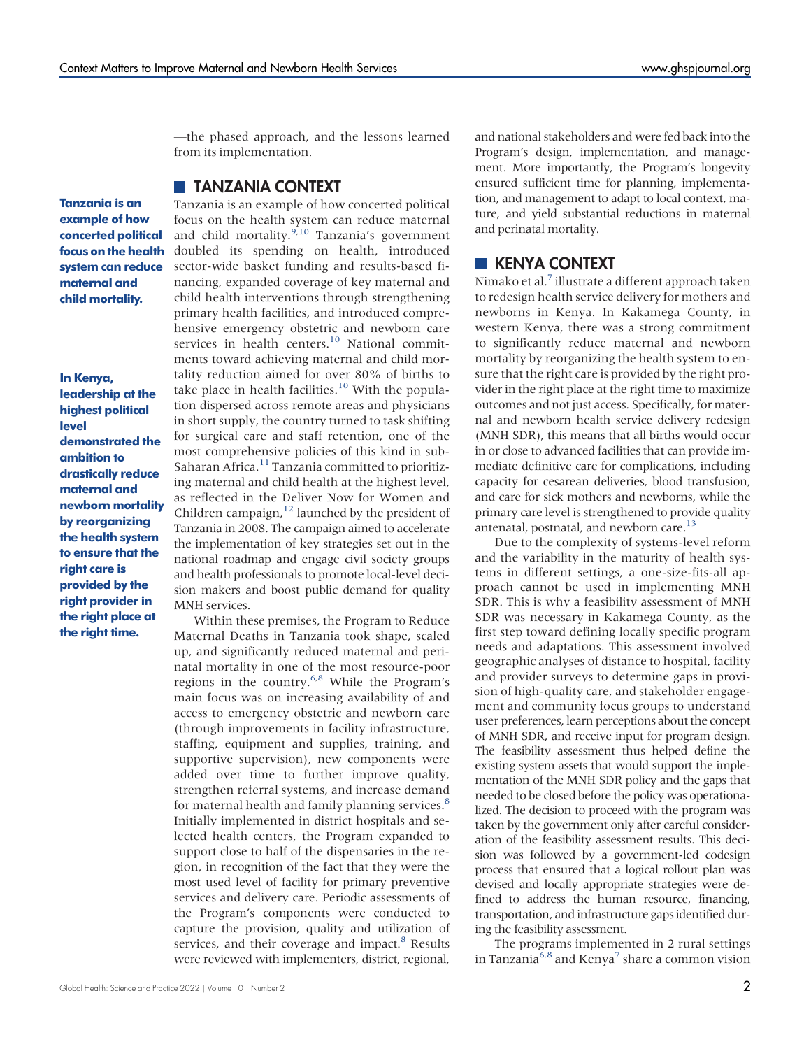—the phased approach, and the lessons learned from its implementation.

## TANZANIA CONTEXT

**Tanzania is an example of how concerted political focus on the health system can reduce maternal and child mortality.**

Tanzania is an example of how concerted political focus on the health system can reduce maternal and child mortality.[9,10] Tanzania's government doubled its spending on health, introduced sector-wide basket funding and results-based financing, expanded coverage of key maternal and child health interventions through strengthening primary health facilities, and introduced comprehensive emergency obstetric and newborn care services in health centers.[10] National commitments toward achieving maternal and child mortality reduction aimed for over 80% of births to take place in health facilities.[10] With the population dispersed across remote areas and physicians in short supply, the country turned to task shifting for surgical care and staff retention, one of the most comprehensive policies of this kind in sub-Saharan Africa.[11] Tanzania committed to prioritizing maternal and child health at the highest level, as reflected in the Deliver Now for Women and Children campaign,[12] launched by the president of Tanzania in 2008. The campaign aimed to accelerate the implementation of key strategies set out in the national roadmap and engage civil society groups and health professionals to promote local-level decision makers and boost public demand for quality MNH services.

Within these premises, the Program to Reduce Maternal Deaths in Tanzania took shape, scaled up, and significantly reduced maternal and perinatal mortality in one of the most resource-poor regions in the country.[6,8] While the Program's main focus was on increasing availability of and access to emergency obstetric and newborn care (through improvements in facility infrastructure, staffing, equipment and supplies, training, and supportive supervision), new components were added over time to further improve quality, strengthen referral systems, and increase demand for maternal health and family planning services.[8] Initially implemented in district hospitals and selected health centers, the Program expanded to support close to half of the dispensaries in the region, in recognition of the fact that they were the most used level of facility for primary preventive services and delivery care. Periodic assessments of the Program's components were conducted to capture the provision, quality and utilization of services, and their coverage and impact.[8] Results were reviewed with implementers, district, regional, and national stakeholders and were fed back into the Program's design, implementation, and management. More importantly, the Program's longevity ensured sufficient time for planning, implementation, and management to adapt to local context, mature, and yield substantial reductions in maternal and perinatal mortality.

## KENYA CONTEXT

**In Kenya, leadership at the highest political level demonstrated the ambition to drastically reduce maternal and newborn mortality by reorganizing the health system to ensure that the right care is provided by the right provider in the right place at the right time.**

Nimako et al.[7] illustrate a different approach taken to redesign health service delivery for mothers and newborns in Kenya. In Kakamega County, in western Kenya, there was a strong commitment to significantly reduce maternal and newborn mortality by reorganizing the health system to ensure that the right care is provided by the right provider in the right place at the right time to maximize outcomes and not just access. Specifically, for maternal and newborn health service delivery redesign (MNH SDR), this means that all births would occur in or close to advanced facilities that can provide immediate definitive care for complications, including capacity for cesarean deliveries, blood transfusion, and care for sick mothers and newborns, while the primary care level is strengthened to provide quality antenatal, postnatal, and newborn care.[13]

Due to the complexity of systems-level reform and the variability in the maturity of health systems in different settings, a one-size-fits-all approach cannot be used in implementing MNH SDR. This is why a feasibility assessment of MNH SDR was necessary in Kakamega County, as the first step toward defining locally specific program needs and adaptations. This assessment involved geographic analyses of distance to hospital, facility and provider surveys to determine gaps in provision of high-quality care, and stakeholder engagement and community focus groups to understand user preferences, learn perceptions about the concept of MNH SDR, and receive input for program design. The feasibility assessment thus helped define the existing system assets that would support the implementation of the MNH SDR policy and the gaps that needed to be closed before the policy was operationalized. The decision to proceed with the program was taken by the government only after careful consideration of the feasibility assessment results. This decision was followed by a government-led codesign process that ensured that a logical rollout plan was devised and locally appropriate strategies were defined to address the human resource, financing, transportation, and infrastructure gaps identified during the feasibility assessment.

The programs implemented in 2 rural settings in Tanzania[6,8] and Kenya[7] share a common vision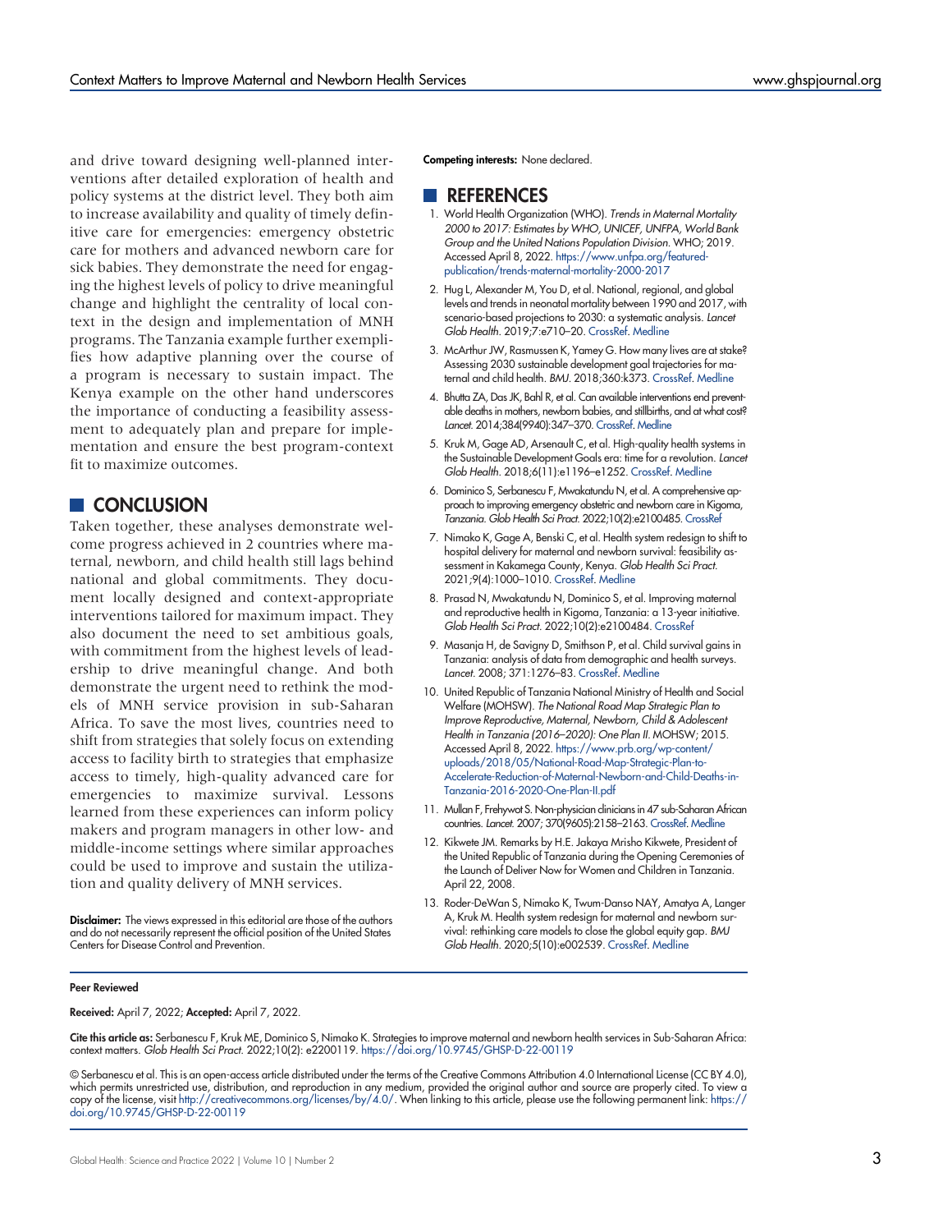and drive toward designing well-planned interventions after detailed exploration of health and policy systems at the district level. They both aim to increase availability and quality of timely definitive care for emergencies: emergency obstetric care for mothers and advanced newborn care for sick babies. They demonstrate the need for engaging the highest levels of policy to drive meaningful change and highlight the centrality of local context in the design and implementation of MNH programs. The Tanzania example further exemplifies how adaptive planning over the course of a program is necessary to sustain impact. The Kenya example on the other hand underscores the importance of conducting a feasibility assessment to adequately plan and prepare for implementation and ensure the best program-context fit to maximize outcomes.

## CONCLUSION

Taken together, these analyses demonstrate welcome progress achieved in 2 countries where maternal, newborn, and child health still lags behind national and global commitments. They document locally designed and context-appropriate interventions tailored for maximum impact. They also document the need to set ambitious goals, with commitment from the highest levels of leadership to drive meaningful change. And both demonstrate the urgent need to rethink the models of MNH service provision in sub-Saharan Africa. To save the most lives, countries need to shift from strategies that solely focus on extending access to facility birth to strategies that emphasize access to timely, high-quality advanced care for emergencies to maximize survival. Lessons learned from these experiences can inform policy makers and program managers in other low- and middle-income settings where similar approaches could be used to improve and sustain the utilization and quality delivery of MNH services.

**Disclaimer:** The views expressed in this editorial are those of the authors and do not necessarily represent the official position of the United States Centers for Disease Control and Prevention.

**Competing interests:** None declared.

## REFERENCES

1. World Health Organization (WHO). *Trends in Maternal Mortality 2000 to 2017: Estimates by WHO, UNICEF, UNFPA, World Bank Group and the United Nations Population Division.* WHO; 2019. Accessed April 8, 2022. https://www.unfpa.org/featured-publication/trends-maternal-mortality-2000-2017
2. Hug L, Alexander M, You D, et al. National, regional, and global levels and trends in neonatal mortality between 1990 and 2017, with scenario-based projections to 2030: a systematic analysis. *Lancet Glob Health.* 2019;7:e710–20. CrossRef. Medline
3. McArthur JW, Rasmussen K, Yamey G. How many lives are at stake? Assessing 2030 sustainable development goal trajectories for maternal and child health. *BMJ.* 2018;360:k373. CrossRef. Medline
4. Bhutta ZA, Das JK, Bahl R, et al. Can available interventions end preventable deaths in mothers, newborn babies, and stillbirths, and at what cost? *Lancet.* 2014;384(9940):347–370. CrossRef. Medline
5. Kruk M, Gage AD, Arsenault C, et al. High-quality health systems in the Sustainable Development Goals era: time for a revolution. *Lancet Glob Health.* 2018;6(11):e1196–e1252. CrossRef. Medline
6. Dominico S, Serbanescu F, Mwakatundu N, et al. A comprehensive approach to improving emergency obstetric and newborn care in Kigoma, Tanzania. *Glob Health Sci Pract.* 2022;10(2):e2100485. CrossRef
7. Nimako K, Gage A, Benski C, et al. Health system redesign to shift to hospital delivery for maternal and newborn survival: feasibility assessment in Kakamega County, Kenya. *Glob Health Sci Pract.* 2021;9(4):1000–1010. CrossRef. Medline
8. Prasad N, Mwakatundu N, Dominico S, et al. Improving maternal and reproductive health in Kigoma, Tanzania: a 13-year initiative. *Glob Health Sci Pract.* 2022;10(2):e2100484. CrossRef
9. Masanja H, de Savigny D, Smithson P, et al. Child survival gains in Tanzania: analysis of data from demographic and health surveys. *Lancet.* 2008; 371:1276–83. CrossRef. Medline
10. United Republic of Tanzania National Ministry of Health and Social Welfare (MOHSW). *The National Road Map Strategic Plan to Improve Reproductive, Maternal, Newborn, Child & Adolescent Health in Tanzania (2016–2020): One Plan II.* MOHSW; 2015. Accessed April 8, 2022. https://www.prb.org/wp-content/uploads/2018/05/National-Road-Map-Strategic-Plan-to-Accelerate-Reduction-of-Maternal-Newborn-and-Child-Deaths-in-Tanzania-2016-2020-One-Plan-II.pdf
11. Mullan F, Frehywot S. Non-physician clinicians in 47 sub-Saharan African countries. *Lancet.* 2007; 370(9605):2158–2163. CrossRef. Medline
12. Kikwete JM. Remarks by H.E. Jakaya Mrisho Kikwete, President of the United Republic of Tanzania during the Opening Ceremonies of the Launch of Deliver Now for Women and Children in Tanzania. April 22, 2008.
13. Roder-DeWan S, Nimako K, Twum-Danso NAY, Amatya A, Langer A, Kruk M. Health system redesign for maternal and newborn survival: rethinking care models to close the global equity gap. *BMJ Glob Health.* 2020;5(10):e002539. CrossRef. Medline

---

**Peer Reviewed**

**Received:** April 7, 2022; **Accepted:** April 7, 2022.

**Cite this article as:** Serbanescu F, Kruk ME, Dominico S, Nimako K. Strategies to improve maternal and newborn health services in Sub-Saharan Africa: context matters. *Glob Health Sci Pract.* 2022;10(2): e2200119. https://doi.org/10.9745/GHSP-D-22-00119

© Serbanescu et al. This is an open-access article distributed under the terms of the Creative Commons Attribution 4.0 International License (CC BY 4.0), which permits unrestricted use, distribution, and reproduction in any medium, provided the original author and source are properly cited. To view a copy of the license, visit http://creativecommons.org/licenses/by/4.0/. When linking to this article, please use the following permanent link: https://doi.org/10.9745/GHSP-D-22-00119